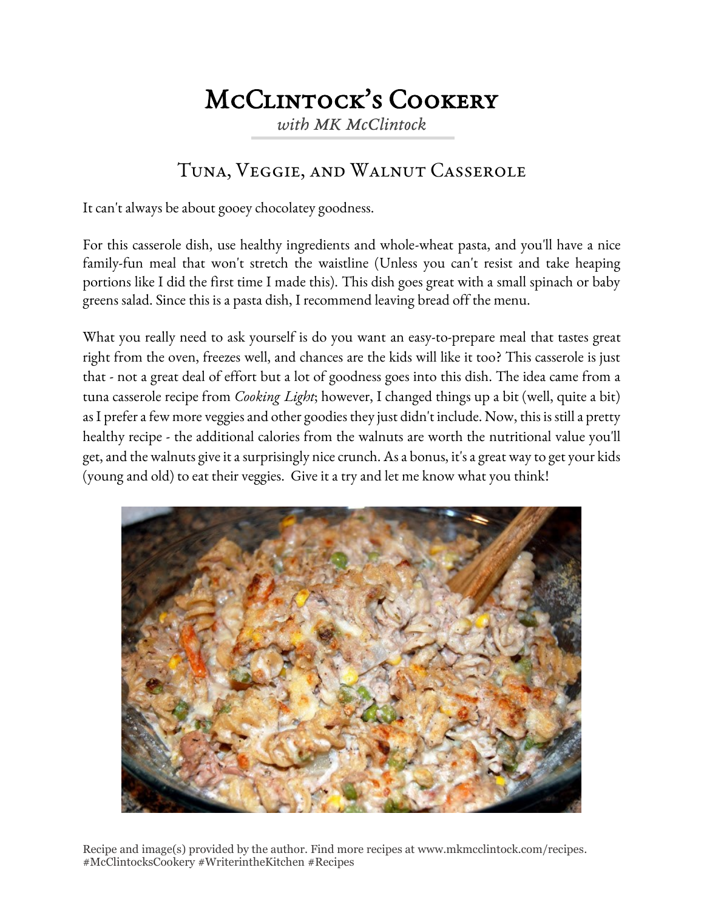# McClintock's Cookery

*with MK McClintock*

## Tuna, Veggie, and Walnut Casserole

It can't always be about gooey chocolatey goodness.

For this casserole dish, use healthy ingredients and whole-wheat pasta, and you'll have a nice family-fun meal that won't stretch the waistline (Unless you can't resist and take heaping portions like I did the first time I made this). This dish goes great with a small spinach or baby greens salad. Since this is a pasta dish, I recommend leaving bread off the menu.

What you really need to ask yourself is do you want an easy-to-prepare meal that tastes great right from the oven, freezes well, and chances are the kids will like it too? This casserole is just that - not a great deal of effort but a lot of goodness goes into this dish. The idea came from a tuna casserole recipe from *Cooking Light*; however, I changed things up a bit (well, quite a bit) as I prefer a few more veggies and other goodies they just didn't include. Now, this is still a pretty healthy recipe - the additional calories from the walnuts are worth the nutritional value you'll get, and the walnuts give it a surprisingly nice crunch. As a bonus, it's a great way to get your kids (young and old) to eat their veggies. Give it a try and let me know what you think!

Recipe and image(s) provided by the author. Find more recipes at www.mkmcclintock.com/recipes.
#McClintocksCookery #WriterintheKitchen #Recipes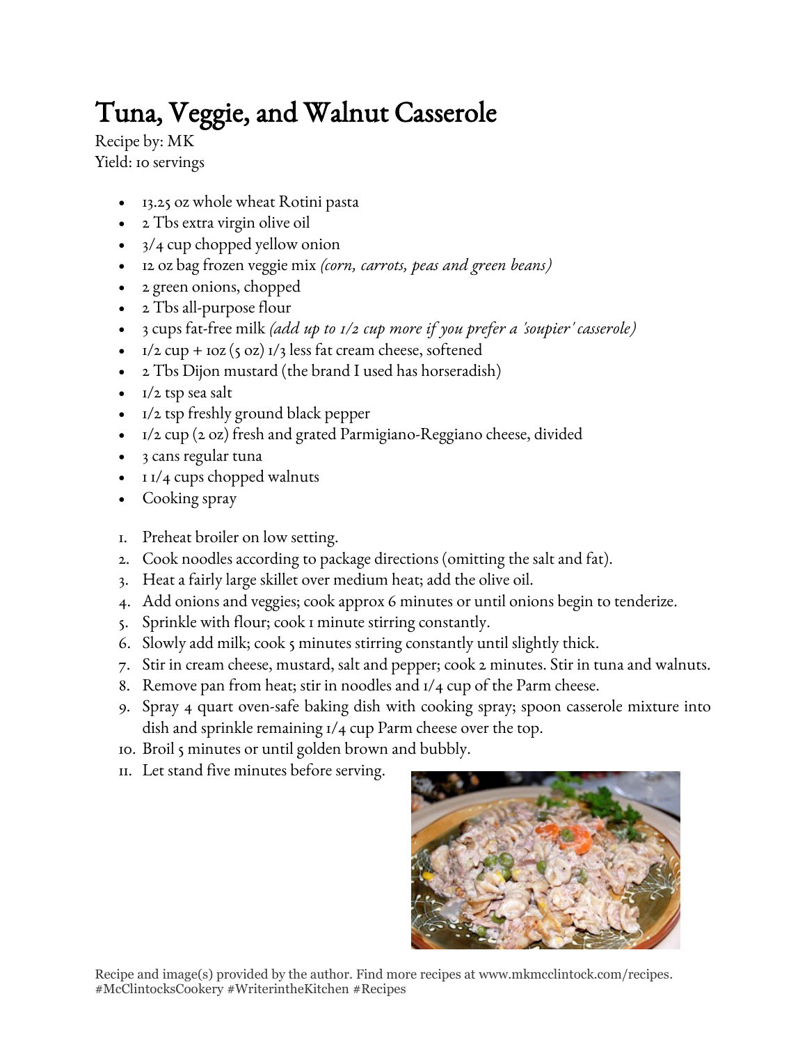# Tuna, Veggie, and Walnut Casserole

Recipe by: MK
Yield: 10 servings

- 13.25 oz whole wheat Rotini pasta
- 2 Tbs extra virgin olive oil
- 3/4 cup chopped yellow onion
- 12 oz bag frozen veggie mix *(corn, carrots, peas and green beans)*
- 2 green onions, chopped
- 2 Tbs all-purpose flour
- 3 cups fat-free milk *(add up to 1/2 cup more if you prefer a 'soupier' casserole)*
- 1/2 cup + 1oz (5 oz) 1/3 less fat cream cheese, softened
- 2 Tbs Dijon mustard (the brand I used has horseradish)
- 1/2 tsp sea salt
- 1/2 tsp freshly ground black pepper
- 1/2 cup (2 oz) fresh and grated Parmigiano-Reggiano cheese, divided
- 3 cans regular tuna
- 1 1/4 cups chopped walnuts
- Cooking spray

1. Preheat broiler on low setting.
2. Cook noodles according to package directions (omitting the salt and fat).
3. Heat a fairly large skillet over medium heat; add the olive oil.
4. Add onions and veggies; cook approx 6 minutes or until onions begin to tenderize.
5. Sprinkle with flour; cook 1 minute stirring constantly.
6. Slowly add milk; cook 5 minutes stirring constantly until slightly thick.
7. Stir in cream cheese, mustard, salt and pepper; cook 2 minutes. Stir in tuna and walnuts.
8. Remove pan from heat; stir in noodles and 1/4 cup of the Parm cheese.
9. Spray 4 quart oven-safe baking dish with cooking spray; spoon casserole mixture into dish and sprinkle remaining 1/4 cup Parm cheese over the top.
10. Broil 5 minutes or until golden brown and bubbly.
11. Let stand five minutes before serving.

Recipe and image(s) provided by the author. Find more recipes at www.mkmcclintock.com/recipes.
#McClintocksCookery #WriterintheKitchen #Recipes